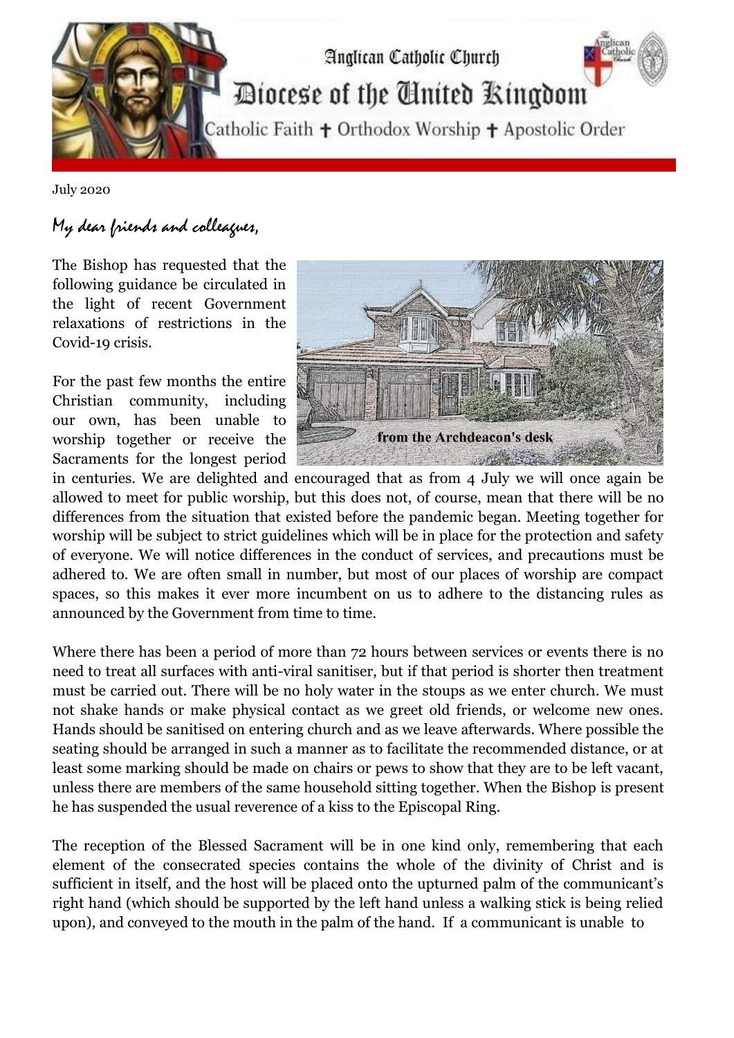# Anglican Catholic Church

## Diocese of the United Kingdom

Catholic Faith ✝ Orthodox Worship ✝ Apostolic Order

July 2020

*My dear friends and colleagues,*

The Bishop has requested that the following guidance be circulated in the light of recent Government relaxations of restrictions in the Covid-19 crisis.

from the Archdeacon's desk

For the past few months the entire Christian community, including our own, has been unable to worship together or receive the Sacraments for the longest period in centuries. We are delighted and encouraged that as from 4 July we will once again be allowed to meet for public worship, but this does not, of course, mean that there will be no differences from the situation that existed before the pandemic began. Meeting together for worship will be subject to strict guidelines which will be in place for the protection and safety of everyone. We will notice differences in the conduct of services, and precautions must be adhered to. We are often small in number, but most of our places of worship are compact spaces, so this makes it ever more incumbent on us to adhere to the distancing rules as announced by the Government from time to time.

Where there has been a period of more than 72 hours between services or events there is no need to treat all surfaces with anti-viral sanitiser, but if that period is shorter then treatment must be carried out. There will be no holy water in the stoups as we enter church. We must not shake hands or make physical contact as we greet old friends, or welcome new ones. Hands should be sanitised on entering church and as we leave afterwards. Where possible the seating should be arranged in such a manner as to facilitate the recommended distance, or at least some marking should be made on chairs or pews to show that they are to be left vacant, unless there are members of the same household sitting together. When the Bishop is present he has suspended the usual reverence of a kiss to the Episcopal Ring.

The reception of the Blessed Sacrament will be in one kind only, remembering that each element of the consecrated species contains the whole of the divinity of Christ and is sufficient in itself, and the host will be placed onto the upturned palm of the communicant's right hand (which should be supported by the left hand unless a walking stick is being relied upon), and conveyed to the mouth in the palm of the hand. If a communicant is unable to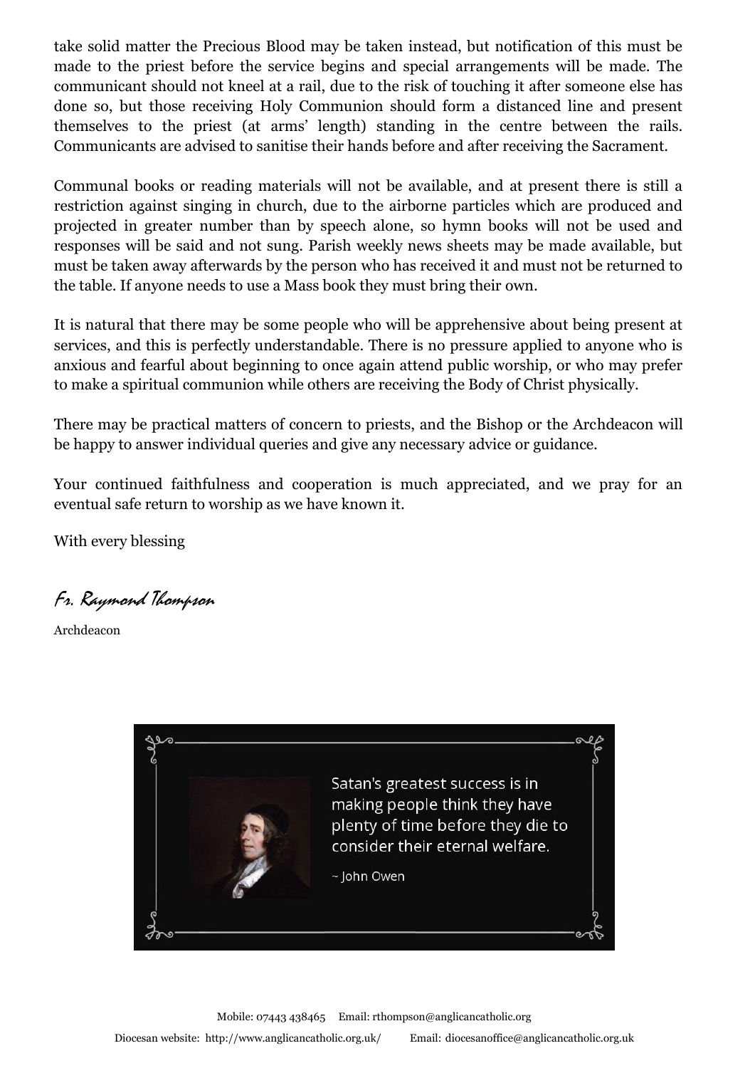take solid matter the Precious Blood may be taken instead, but notification of this must be made to the priest before the service begins and special arrangements will be made. The communicant should not kneel at a rail, due to the risk of touching it after someone else has done so, but those receiving Holy Communion should form a distanced line and present themselves to the priest (at arms' length) standing in the centre between the rails. Communicants are advised to sanitise their hands before and after receiving the Sacrament.

Communal books or reading materials will not be available, and at present there is still a restriction against singing in church, due to the airborne particles which are produced and projected in greater number than by speech alone, so hymn books will not be used and responses will be said and not sung. Parish weekly news sheets may be made available, but must be taken away afterwards by the person who has received it and must not be returned to the table. If anyone needs to use a Mass book they must bring their own.

It is natural that there may be some people who will be apprehensive about being present at services, and this is perfectly understandable. There is no pressure applied to anyone who is anxious and fearful about beginning to once again attend public worship, or who may prefer to make a spiritual communion while others are receiving the Body of Christ physically.

There may be practical matters of concern to priests, and the Bishop or the Archdeacon will be happy to answer individual queries and give any necessary advice or guidance.

Your continued faithfulness and cooperation is much appreciated, and we pray for an eventual safe return to worship as we have known it.

With every blessing

*Fr. Raymond Thompson*

Archdeacon

Satan's greatest success is in making people think they have plenty of time before they die to consider their eternal welfare.

~ John Owen

Mobile: 07443 438465 Email: rthompson@anglicancatholic.org

Diocesan website: http://www.anglicancatholic.org.uk/ Email: diocesanoffice@anglicancatholic.org.uk